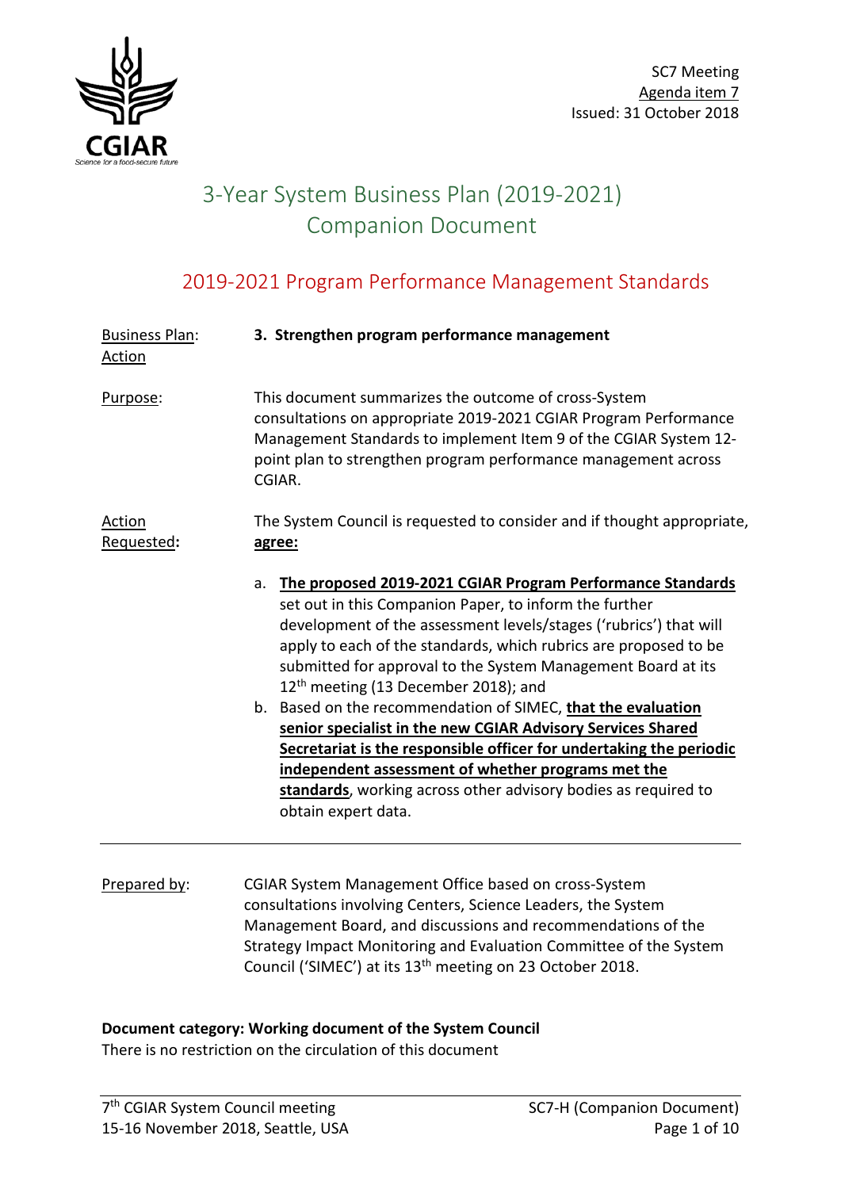SC7 Meeting
Agenda item 7
Issued: 31 October 2018

# 3-Year System Business Plan (2019-2021) Companion Document

## 2019-2021 Program Performance Management Standards

Business Plan: Action **3. Strengthen program performance management**

Purpose: This document summarizes the outcome of cross-System consultations on appropriate 2019-2021 CGIAR Program Performance Management Standards to implement Item 9 of the CGIAR System 12-point plan to strengthen program performance management across CGIAR.

Action Requested**:** The System Council is requested to consider and if thought appropriate, **agree:**

a. **The proposed 2019-2021 CGIAR Program Performance Standards** set out in this Companion Paper, to inform the further development of the assessment levels/stages ('rubrics') that will apply to each of the standards, which rubrics are proposed to be submitted for approval to the System Management Board at its 12th meeting (13 December 2018); and
b. Based on the recommendation of SIMEC, **that the evaluation senior specialist in the new CGIAR Advisory Services Shared Secretariat is the responsible officer for undertaking the periodic independent assessment of whether programs met the standards**, working across other advisory bodies as required to obtain expert data.

---

Prepared by: CGIAR System Management Office based on cross-System consultations involving Centers, Science Leaders, the System Management Board, and discussions and recommendations of the Strategy Impact Monitoring and Evaluation Committee of the System Council ('SIMEC') at its 13th meeting on 23 October 2018.

**Document category: Working document of the System Council**
There is no restriction on the circulation of this document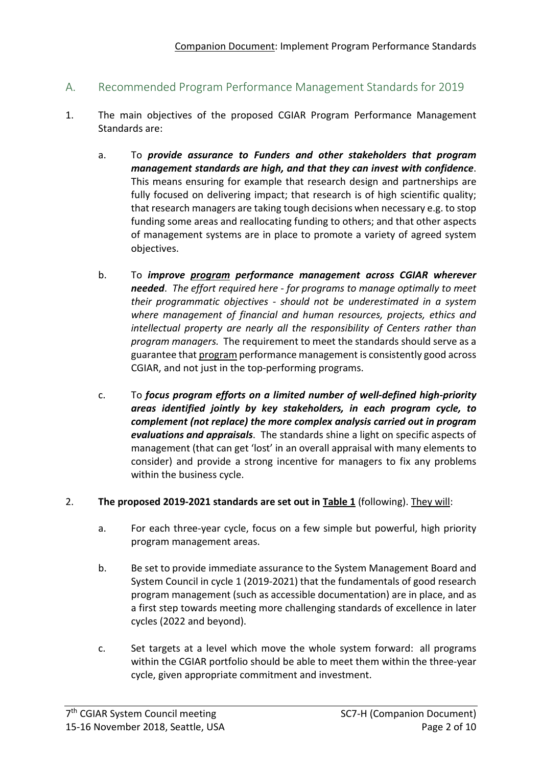## A. Recommended Program Performance Management Standards for 2019

1. The main objectives of the proposed CGIAR Program Performance Management Standards are:

    a. To ***provide assurance to Funders and other stakeholders that program management standards are high, and that they can invest with confidence***. This means ensuring for example that research design and partnerships are fully focused on delivering impact; that research is of high scientific quality; that research managers are taking tough decisions when necessary e.g. to stop funding some areas and reallocating funding to others; and that other aspects of management systems are in place to promote a variety of agreed system objectives.

    b. To ***improve <u>program</u> performance management across CGIAR wherever needed***. *The effort required here - for programs to manage optimally to meet their programmatic objectives - should not be underestimated in a system where management of financial and human resources, projects, ethics and intellectual property are nearly all the responsibility of Centers rather than program managers.* The requirement to meet the standards should serve as a guarantee that <u>program</u> performance management is consistently good across CGIAR, and not just in the top-performing programs.

    c. To ***focus program efforts on a limited number of well-defined high-priority areas identified jointly by key stakeholders, in each program cycle, to complement (not replace) the more complex analysis carried out in program evaluations and appraisals***. The standards shine a light on specific aspects of management (that can get 'lost' in an overall appraisal with many elements to consider) and provide a strong incentive for managers to fix any problems within the business cycle.

2. **The proposed 2019-2021 standards are set out in <u>Table 1</u>** (following). <u>They will</u>:

    a. For each three-year cycle, focus on a few simple but powerful, high priority program management areas.

    b. Be set to provide immediate assurance to the System Management Board and System Council in cycle 1 (2019-2021) that the fundamentals of good research program management (such as accessible documentation) are in place, and as a first step towards meeting more challenging standards of excellence in later cycles (2022 and beyond).

    c. Set targets at a level which move the whole system forward: all programs within the CGIAR portfolio should be able to meet them within the three-year cycle, given appropriate commitment and investment.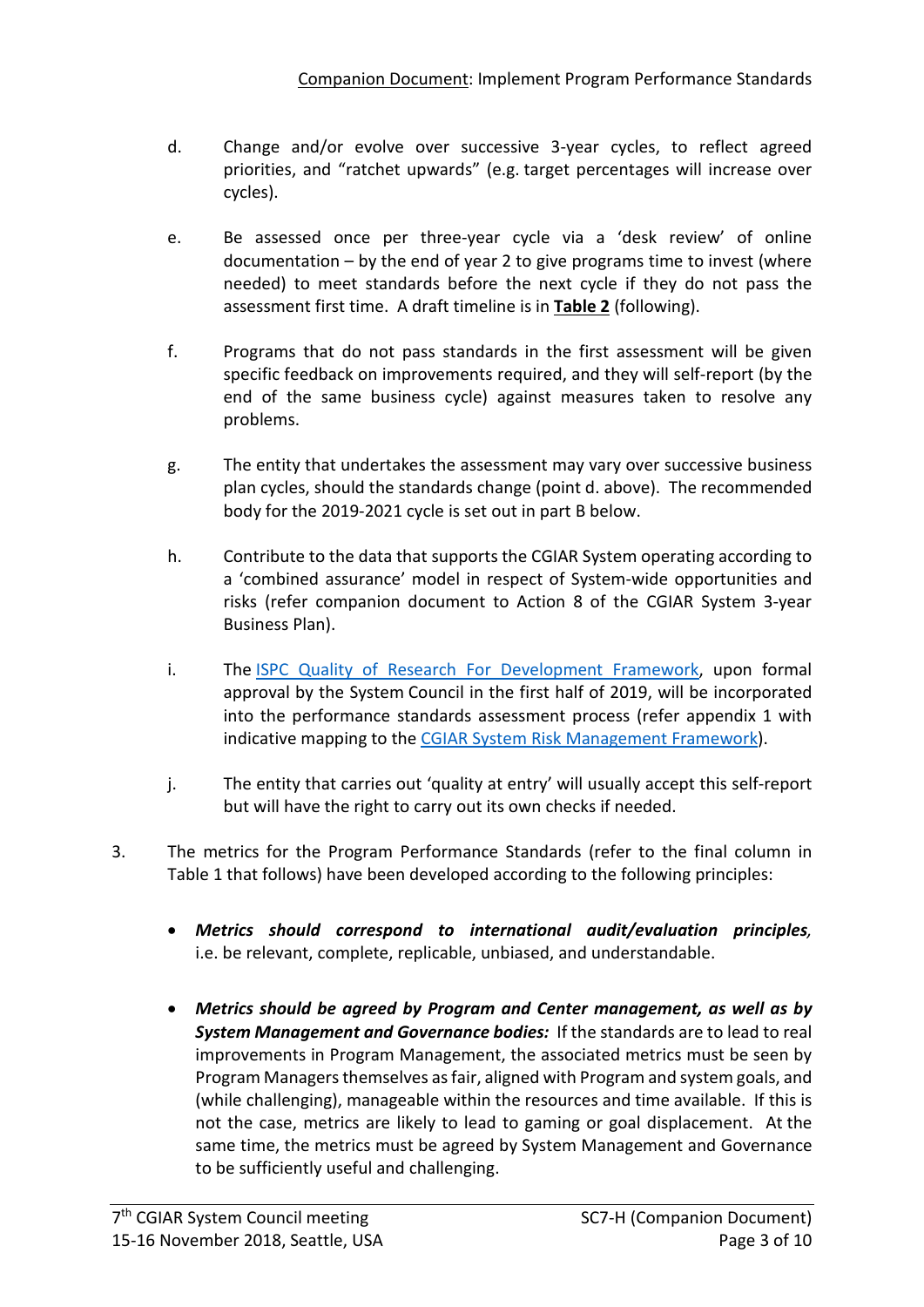d. Change and/or evolve over successive 3-year cycles, to reflect agreed priorities, and "ratchet upwards" (e.g. target percentages will increase over cycles).

e. Be assessed once per three-year cycle via a 'desk review' of online documentation – by the end of year 2 to give programs time to invest (where needed) to meet standards before the next cycle if they do not pass the assessment first time. A draft timeline is in **Table 2** (following).

f. Programs that do not pass standards in the first assessment will be given specific feedback on improvements required, and they will self-report (by the end of the same business cycle) against measures taken to resolve any problems.

g. The entity that undertakes the assessment may vary over successive business plan cycles, should the standards change (point d. above). The recommended body for the 2019-2021 cycle is set out in part B below.

h. Contribute to the data that supports the CGIAR System operating according to a 'combined assurance' model in respect of System-wide opportunities and risks (refer companion document to Action 8 of the CGIAR System 3-year Business Plan).

i. The ISPC Quality of Research For Development Framework, upon formal approval by the System Council in the first half of 2019, will be incorporated into the performance standards assessment process (refer appendix 1 with indicative mapping to the CGIAR System Risk Management Framework).

j. The entity that carries out 'quality at entry' will usually accept this self-report but will have the right to carry out its own checks if needed.

3. The metrics for the Program Performance Standards (refer to the final column in Table 1 that follows) have been developed according to the following principles:

- ***Metrics should correspond to international audit/evaluation principles,*** i.e. be relevant, complete, replicable, unbiased, and understandable.

- ***Metrics should be agreed by Program and Center management, as well as by System Management and Governance bodies:*** If the standards are to lead to real improvements in Program Management, the associated metrics must be seen by Program Managers themselves as fair, aligned with Program and system goals, and (while challenging), manageable within the resources and time available. If this is not the case, metrics are likely to lead to gaming or goal displacement. At the same time, the metrics must be agreed by System Management and Governance to be sufficiently useful and challenging.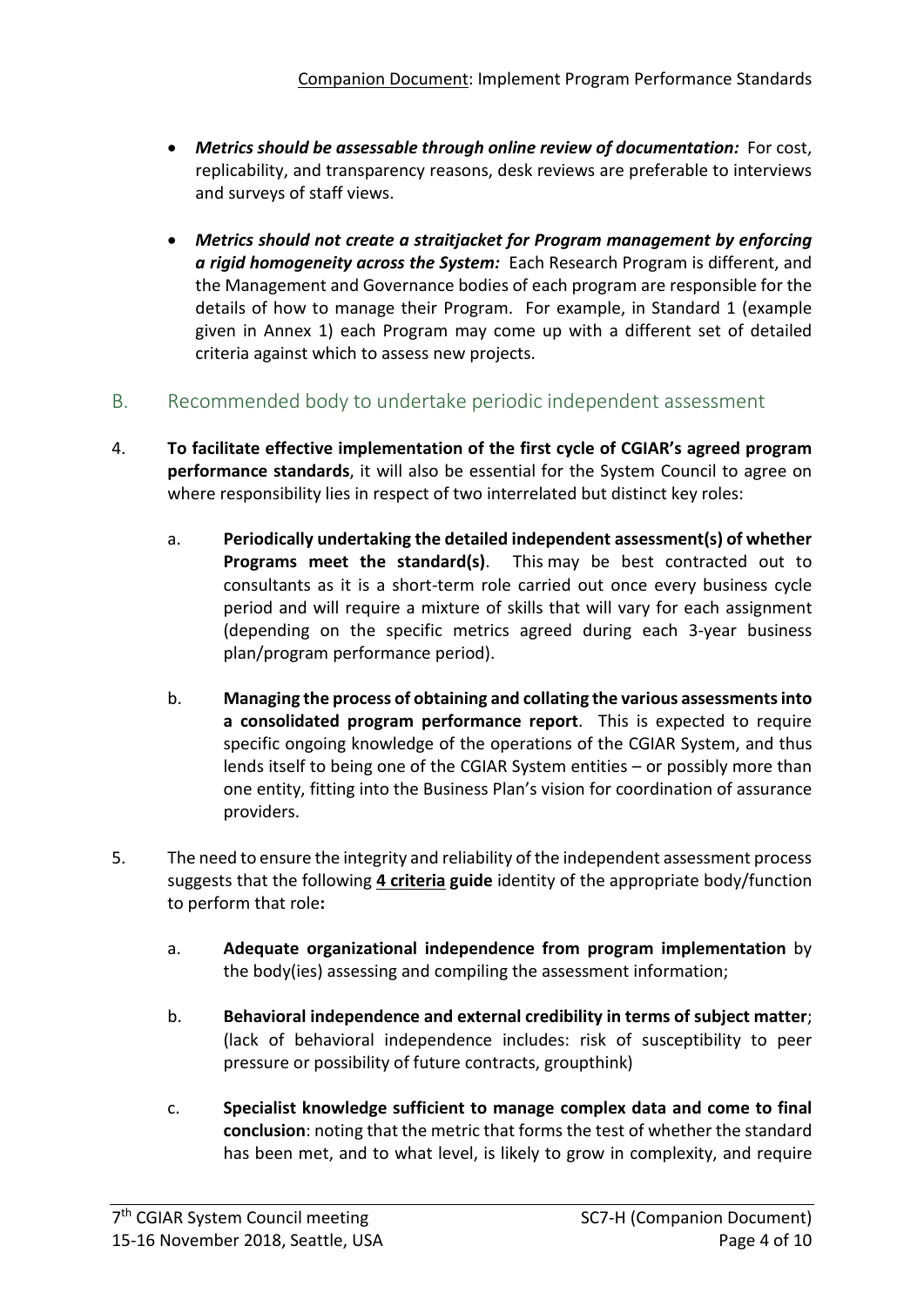- ***Metrics should be assessable through online review of documentation:*** For cost, replicability, and transparency reasons, desk reviews are preferable to interviews and surveys of staff views.

- ***Metrics should not create a straitjacket for Program management by enforcing a rigid homogeneity across the System:*** Each Research Program is different, and the Management and Governance bodies of each program are responsible for the details of how to manage their Program. For example, in Standard 1 (example given in Annex 1) each Program may come up with a different set of detailed criteria against which to assess new projects.

## B. Recommended body to undertake periodic independent assessment

4. **To facilitate effective implementation of the first cycle of CGIAR's agreed program performance standards**, it will also be essential for the System Council to agree on where responsibility lies in respect of two interrelated but distinct key roles:

    a. **Periodically undertaking the detailed independent assessment(s) of whether Programs meet the standard(s)**. This may be best contracted out to consultants as it is a short-term role carried out once every business cycle period and will require a mixture of skills that will vary for each assignment (depending on the specific metrics agreed during each 3-year business plan/program performance period).

    b. **Managing the process of obtaining and collating the various assessments into a consolidated program performance report**. This is expected to require specific ongoing knowledge of the operations of the CGIAR System, and thus lends itself to being one of the CGIAR System entities – or possibly more than one entity, fitting into the Business Plan's vision for coordination of assurance providers.

5. The need to ensure the integrity and reliability of the independent assessment process suggests that the following **<u>4 criteria</u> guide** identity of the appropriate body/function to perform that role**:**

    a. **Adequate organizational independence from program implementation** by the body(ies) assessing and compiling the assessment information;

    b. **Behavioral independence and external credibility in terms of subject matter**; (lack of behavioral independence includes: risk of susceptibility to peer pressure or possibility of future contracts, groupthink)

    c. **Specialist knowledge sufficient to manage complex data and come to final conclusion**: noting that the metric that forms the test of whether the standard has been met, and to what level, is likely to grow in complexity, and require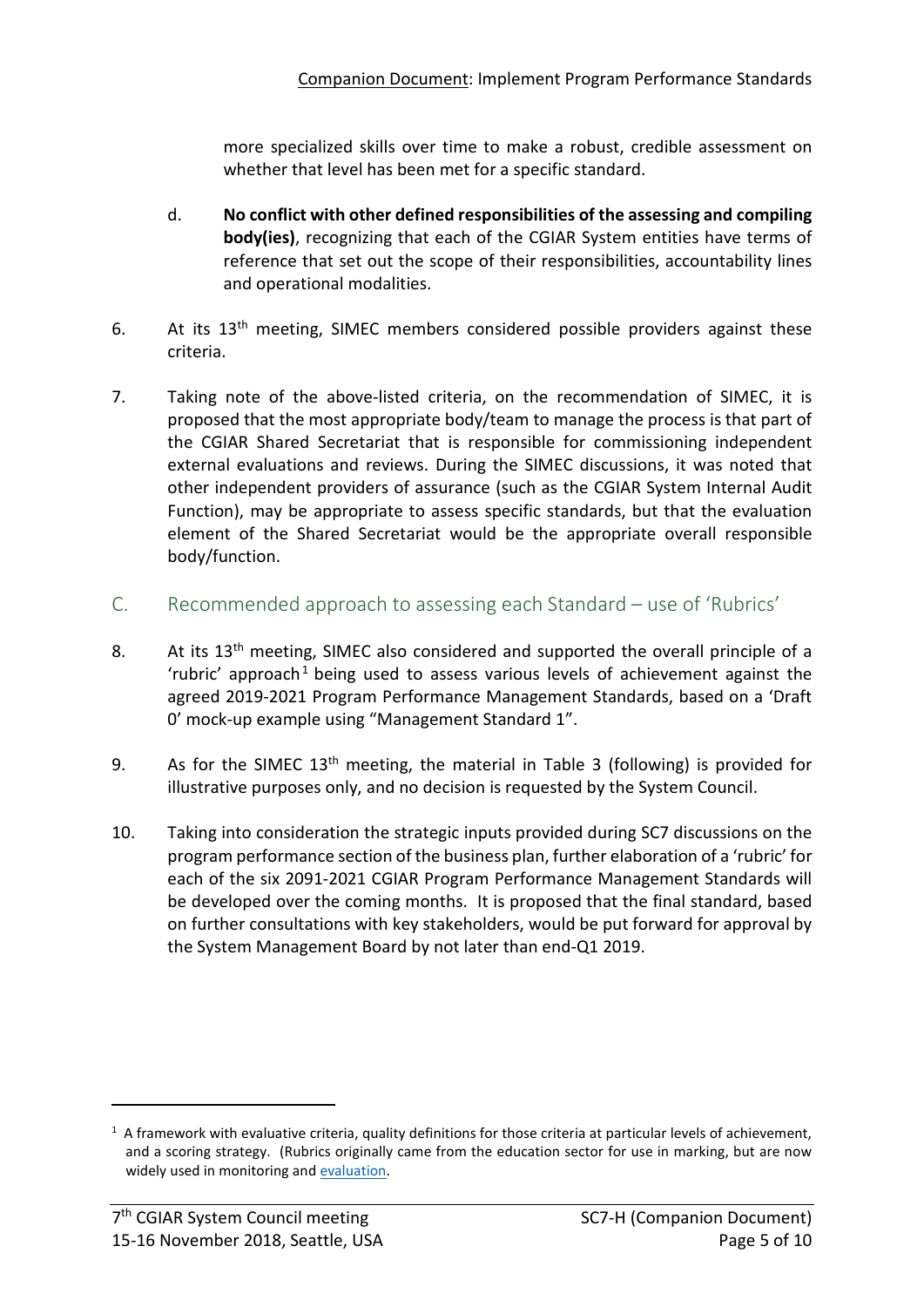more specialized skills over time to make a robust, credible assessment on whether that level has been met for a specific standard.

d. **No conflict with other defined responsibilities of the assessing and compiling body(ies)**, recognizing that each of the CGIAR System entities have terms of reference that set out the scope of their responsibilities, accountability lines and operational modalities.

6. At its 13th meeting, SIMEC members considered possible providers against these criteria.

7. Taking note of the above-listed criteria, on the recommendation of SIMEC, it is proposed that the most appropriate body/team to manage the process is that part of the CGIAR Shared Secretariat that is responsible for commissioning independent external evaluations and reviews. During the SIMEC discussions, it was noted that other independent providers of assurance (such as the CGIAR System Internal Audit Function), may be appropriate to assess specific standards, but that the evaluation element of the Shared Secretariat would be the appropriate overall responsible body/function.

## C. Recommended approach to assessing each Standard – use of 'Rubrics'

8. At its 13th meeting, SIMEC also considered and supported the overall principle of a 'rubric' approach[1] being used to assess various levels of achievement against the agreed 2019-2021 Program Performance Management Standards, based on a 'Draft 0' mock-up example using "Management Standard 1".

9. As for the SIMEC 13th meeting, the material in Table 3 (following) is provided for illustrative purposes only, and no decision is requested by the System Council.

10. Taking into consideration the strategic inputs provided during SC7 discussions on the program performance section of the business plan, further elaboration of a 'rubric' for each of the six 2091-2021 CGIAR Program Performance Management Standards will be developed over the coming months. It is proposed that the final standard, based on further consultations with key stakeholders, would be put forward for approval by the System Management Board by not later than end-Q1 2019.

---

[1] A framework with evaluative criteria, quality definitions for those criteria at particular levels of achievement, and a scoring strategy. (Rubrics originally came from the education sector for use in marking, but are now widely used in monitoring and evaluation.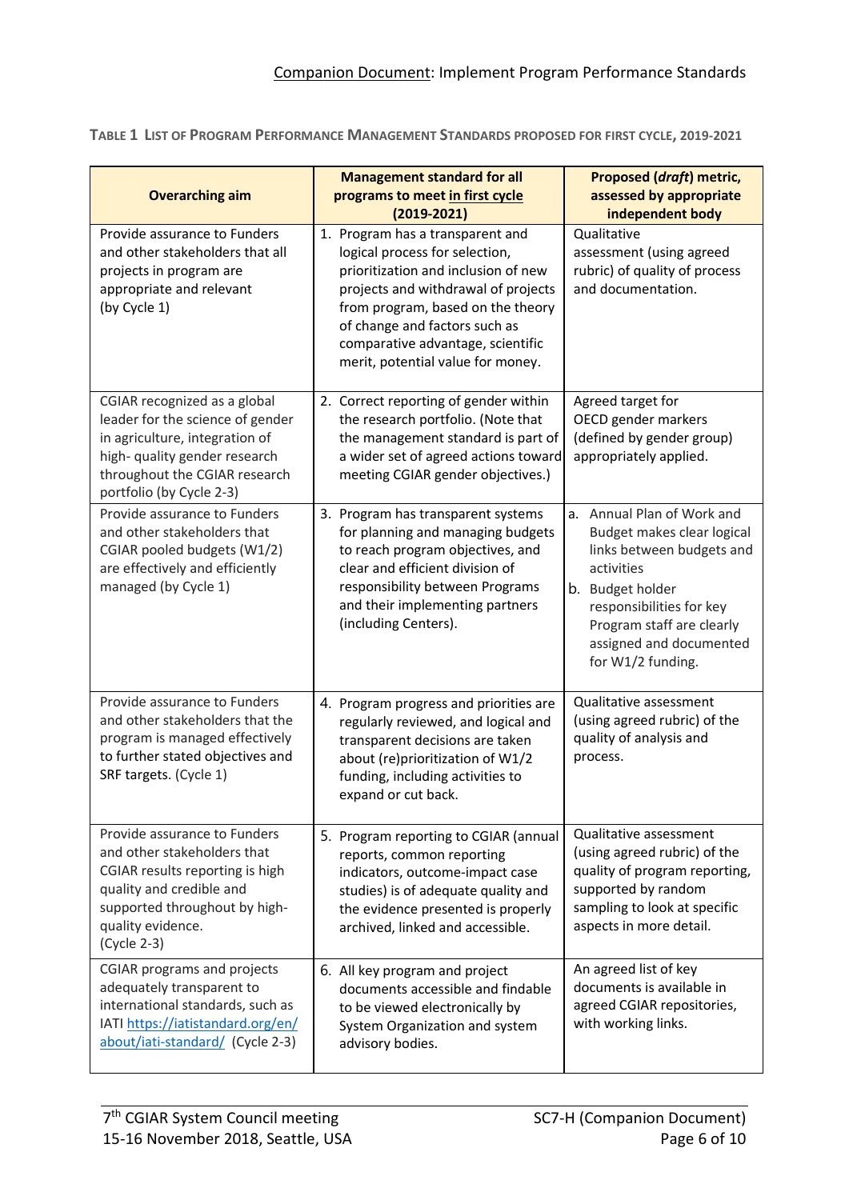**TABLE 1 LIST OF PROGRAM PERFORMANCE MANAGEMENT STANDARDS PROPOSED FOR FIRST CYCLE, 2019-2021**

| Overarching aim | Management standard for all programs to meet <u>in first cycle</u> (2019-2021) | Proposed (*draft*) metric, assessed by appropriate independent body |
|---|---|---|
| Provide assurance to Funders and other stakeholders that all projects in program are appropriate and relevant (by Cycle 1) | 1. Program has a transparent and logical process for selection, prioritization and inclusion of new projects and withdrawal of projects from program, based on the theory of change and factors such as comparative advantage, scientific merit, potential value for money. | Qualitative assessment (using agreed rubric) of quality of process and documentation. |
| CGIAR recognized as a global leader for the science of gender in agriculture, integration of high- quality gender research throughout the CGIAR research portfolio (by Cycle 2-3) | 2. Correct reporting of gender within the research portfolio. (Note that the management standard is part of a wider set of agreed actions toward meeting CGIAR gender objectives.) | Agreed target for OECD gender markers (defined by gender group) appropriately applied. |
| Provide assurance to Funders and other stakeholders that CGIAR pooled budgets (W1/2) are effectively and efficiently managed (by Cycle 1) | 3. Program has transparent systems for planning and managing budgets to reach program objectives, and clear and efficient division of responsibility between Programs and their implementing partners (including Centers). | a. Annual Plan of Work and Budget makes clear logical links between budgets and activities<br>b. Budget holder responsibilities for key Program staff are clearly assigned and documented for W1/2 funding. |
| Provide assurance to Funders and other stakeholders that the program is managed effectively to further stated objectives and SRF targets. (Cycle 1) | 4. Program progress and priorities are regularly reviewed, and logical and transparent decisions are taken about (re)prioritization of W1/2 funding, including activities to expand or cut back. | Qualitative assessment (using agreed rubric) of the quality of analysis and process. |
| Provide assurance to Funders and other stakeholders that CGIAR results reporting is high quality and credible and supported throughout by high-quality evidence. (Cycle 2-3) | 5. Program reporting to CGIAR (annual reports, common reporting indicators, outcome-impact case studies) is of adequate quality and the evidence presented is properly archived, linked and accessible. | Qualitative assessment (using agreed rubric) of the quality of program reporting, supported by random sampling to look at specific aspects in more detail. |
| CGIAR programs and projects adequately transparent to international standards, such as IATI https://iatistandard.org/en/about/iati-standard/ (Cycle 2-3) | 6. All key program and project documents accessible and findable to be viewed electronically by System Organization and system advisory bodies. | An agreed list of key documents is available in agreed CGIAR repositories, with working links. |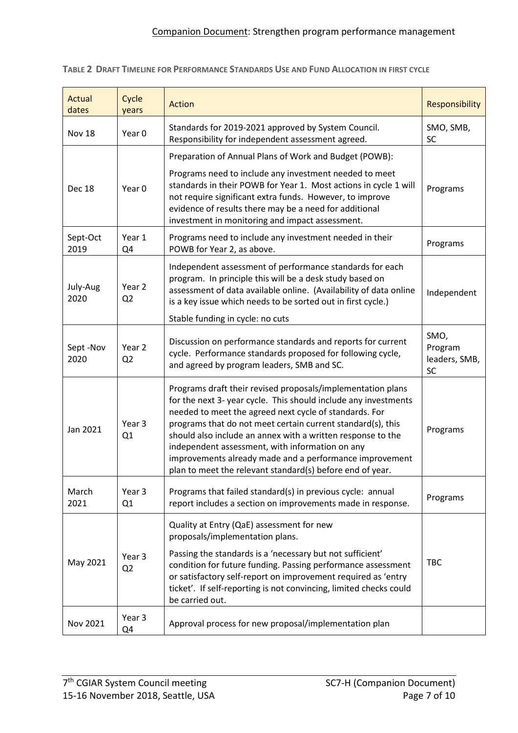**Table 2 Draft Timeline for Performance Standards Use and Fund Allocation in first cycle**

| Actual dates | Cycle years | Action | Responsibility |
|---|---|---|---|
| Nov 18 | Year 0 | Standards for 2019-2021 approved by System Council. Responsibility for independent assessment agreed. | SMO, SMB, SC |
| Dec 18 | Year 0 | Preparation of Annual Plans of Work and Budget (POWB): Programs need to include any investment needed to meet standards in their POWB for Year 1. Most actions in cycle 1 will not require significant extra funds. However, to improve evidence of results there may be a need for additional investment in monitoring and impact assessment. | Programs |
| Sept-Oct 2019 | Year 1 Q4 | Programs need to include any investment needed in their POWB for Year 2, as above. | Programs |
| July-Aug 2020 | Year 2 Q2 | Independent assessment of performance standards for each program. In principle this will be a desk study based on assessment of data available online. (Availability of data online is a key issue which needs to be sorted out in first cycle.) Stable funding in cycle: no cuts | Independent |
| Sept -Nov 2020 | Year 2 Q2 | Discussion on performance standards and reports for current cycle. Performance standards proposed for following cycle, and agreed by program leaders, SMB and SC. | SMO, Program leaders, SMB, SC |
| Jan 2021 | Year 3 Q1 | Programs draft their revised proposals/implementation plans for the next 3- year cycle. This should include any investments needed to meet the agreed next cycle of standards. For programs that do not meet certain current standard(s), this should also include an annex with a written response to the independent assessment, with information on any improvements already made and a performance improvement plan to meet the relevant standard(s) before end of year. | Programs |
| March 2021 | Year 3 Q1 | Programs that failed standard(s) in previous cycle: annual report includes a section on improvements made in response. | Programs |
| May 2021 | Year 3 Q2 | Quality at Entry (QaE) assessment for new proposals/implementation plans. Passing the standards is a 'necessary but not sufficient' condition for future funding. Passing performance assessment or satisfactory self-report on improvement required as 'entry ticket'. If self-reporting is not convincing, limited checks could be carried out. | TBC |
| Nov 2021 | Year 3 Q4 | Approval process for new proposal/implementation plan | |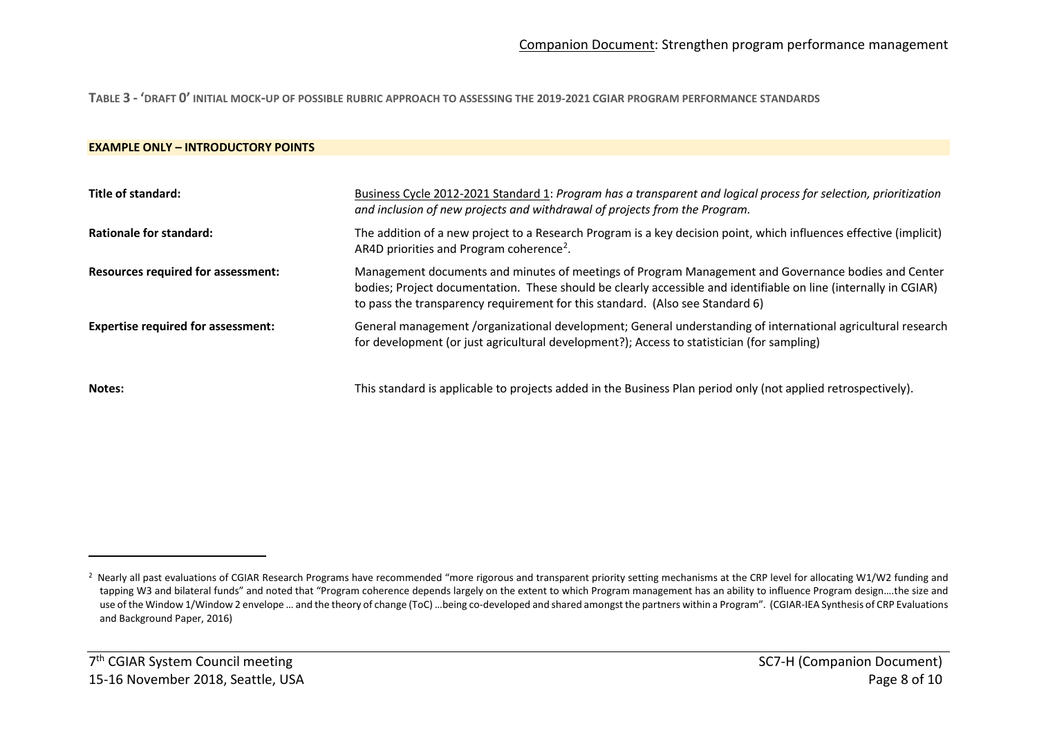**TABLE 3 - 'DRAFT 0' INITIAL MOCK-UP OF POSSIBLE RUBRIC APPROACH TO ASSESSING THE 2019-2021 CGIAR PROGRAM PERFORMANCE STANDARDS**

**EXAMPLE ONLY – INTRODUCTORY POINTS**

| | |
|---|---|
| **Title of standard:** | Business Cycle 2012-2021 Standard 1: *Program has a transparent and logical process for selection, prioritization and inclusion of new projects and withdrawal of projects from the Program.* |
| **Rationale for standard:** | The addition of a new project to a Research Program is a key decision point, which influences effective (implicit) AR4D priorities and Program coherence[2]. |
| **Resources required for assessment:** | Management documents and minutes of meetings of Program Management and Governance bodies and Center bodies; Project documentation. These should be clearly accessible and identifiable on line (internally in CGIAR) to pass the transparency requirement for this standard. (Also see Standard 6) |
| **Expertise required for assessment:** | General management /organizational development; General understanding of international agricultural research for development (or just agricultural development?); Access to statistician (for sampling) |
| **Notes:** | This standard is applicable to projects added in the Business Plan period only (not applied retrospectively). |

---

[2] Nearly all past evaluations of CGIAR Research Programs have recommended "more rigorous and transparent priority setting mechanisms at the CRP level for allocating W1/W2 funding and tapping W3 and bilateral funds" and noted that "Program coherence depends largely on the extent to which Program management has an ability to influence Program design….the size and use of the Window 1/Window 2 envelope … and the theory of change (ToC) …being co-developed and shared amongst the partners within a Program". (CGIAR-IEA Synthesis of CRP Evaluations and Background Paper, 2016)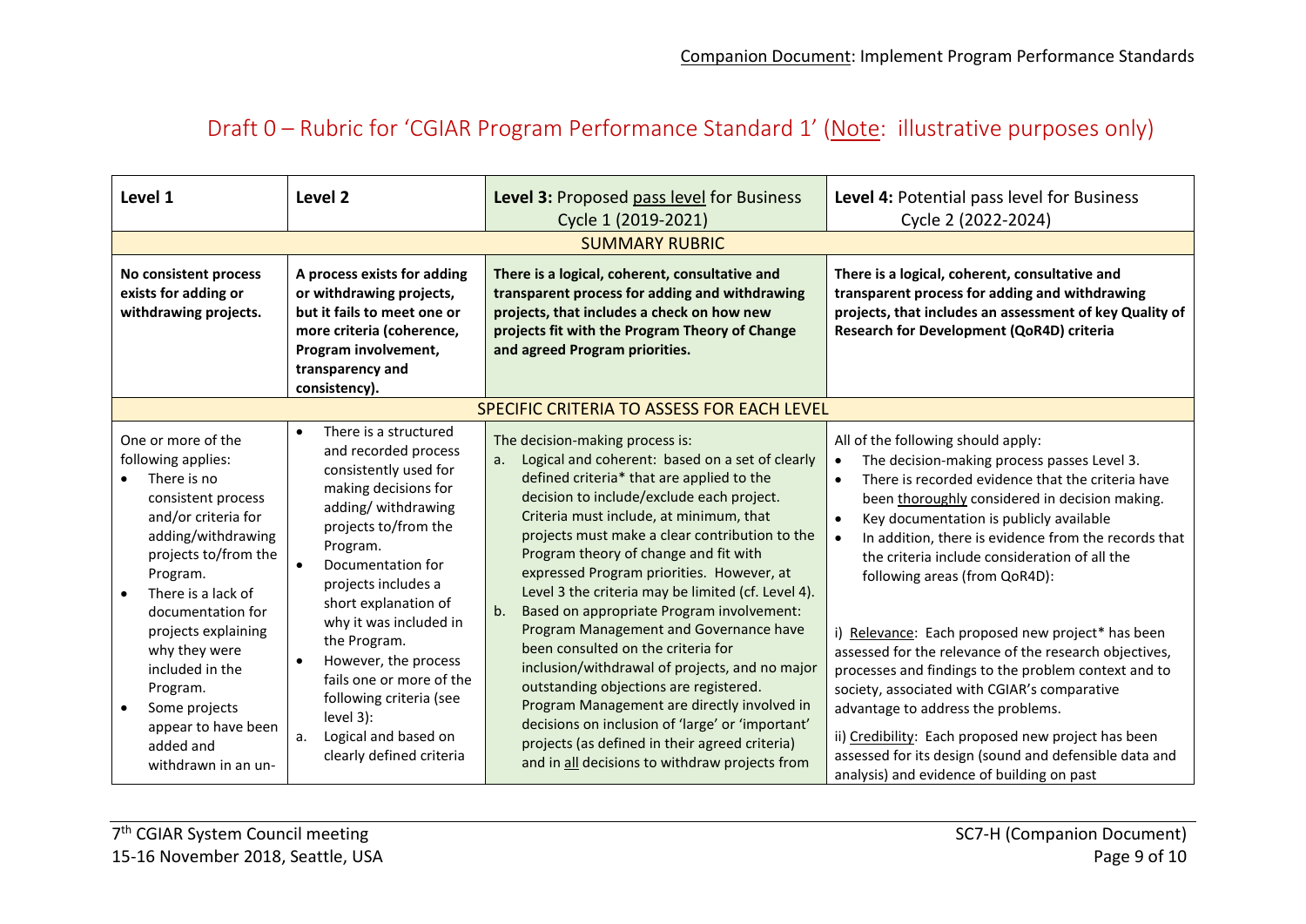# Draft 0 – Rubric for 'CGIAR Program Performance Standard 1' (Note: illustrative purposes only)

| Level 1 | Level 2 | Level 3: Proposed pass level for Business Cycle 1 (2019-2021) | Level 4: Potential pass level for Business Cycle 2 (2022-2024) |
|---|---|---|---|
| SUMMARY RUBRIC | | | |
| **No consistent process exists for adding or withdrawing projects.** | **A process exists for adding or withdrawing projects, but it fails to meet one or more criteria (coherence, Program involvement, transparency and consistency).** | **There is a logical, coherent, consultative and transparent process for adding and withdrawing projects, that includes a check on how new projects fit with the Program Theory of Change and agreed Program priorities.** | **There is a logical, coherent, consultative and transparent process for adding and withdrawing projects, that includes an assessment of key Quality of Research for Development (QoR4D) criteria** |
| SPECIFIC CRITERIA TO ASSESS FOR EACH LEVEL | | | |
| One or more of the following applies:<br>• There is no consistent process and/or criteria for adding/withdrawing projects to/from the Program.<br>• There is a lack of documentation for projects explaining why they were included in the Program.<br>• Some projects appear to have been added and withdrawn in an un- | • There is a structured and recorded process consistently used for making decisions for adding/ withdrawing projects to/from the Program.<br>• Documentation for projects includes a short explanation of why it was included in the Program.<br>• However, the process fails one or more of the following criteria (see level 3):<br>a. Logical and based on clearly defined criteria | The decision-making process is:<br>a. Logical and coherent: based on a set of clearly defined criteria* that are applied to the decision to include/exclude each project. Criteria must include, at minimum, that projects must make a clear contribution to the Program theory of change and fit with expressed Program priorities. However, at Level 3 the criteria may be limited (cf. Level 4).<br>b. Based on appropriate Program involvement: Program Management and Governance have been consulted on the criteria for inclusion/withdrawal of projects, and no major outstanding objections are registered. Program Management are directly involved in decisions on inclusion of 'large' or 'important' projects (as defined in their agreed criteria) and in all decisions to withdraw projects from | All of the following should apply:<br>• The decision-making process passes Level 3.<br>• There is recorded evidence that the criteria have been thoroughly considered in decision making.<br>• Key documentation is publicly available<br>• In addition, there is evidence from the records that the criteria include consideration of all the following areas (from QoR4D):<br><br>i) Relevance: Each proposed new project* has been assessed for the relevance of the research objectives, processes and findings to the problem context and to society, associated with CGIAR's comparative advantage to address the problems.<br><br>ii) Credibility: Each proposed new project has been assessed for its design (sound and defensible data and analysis) and evidence of building on past |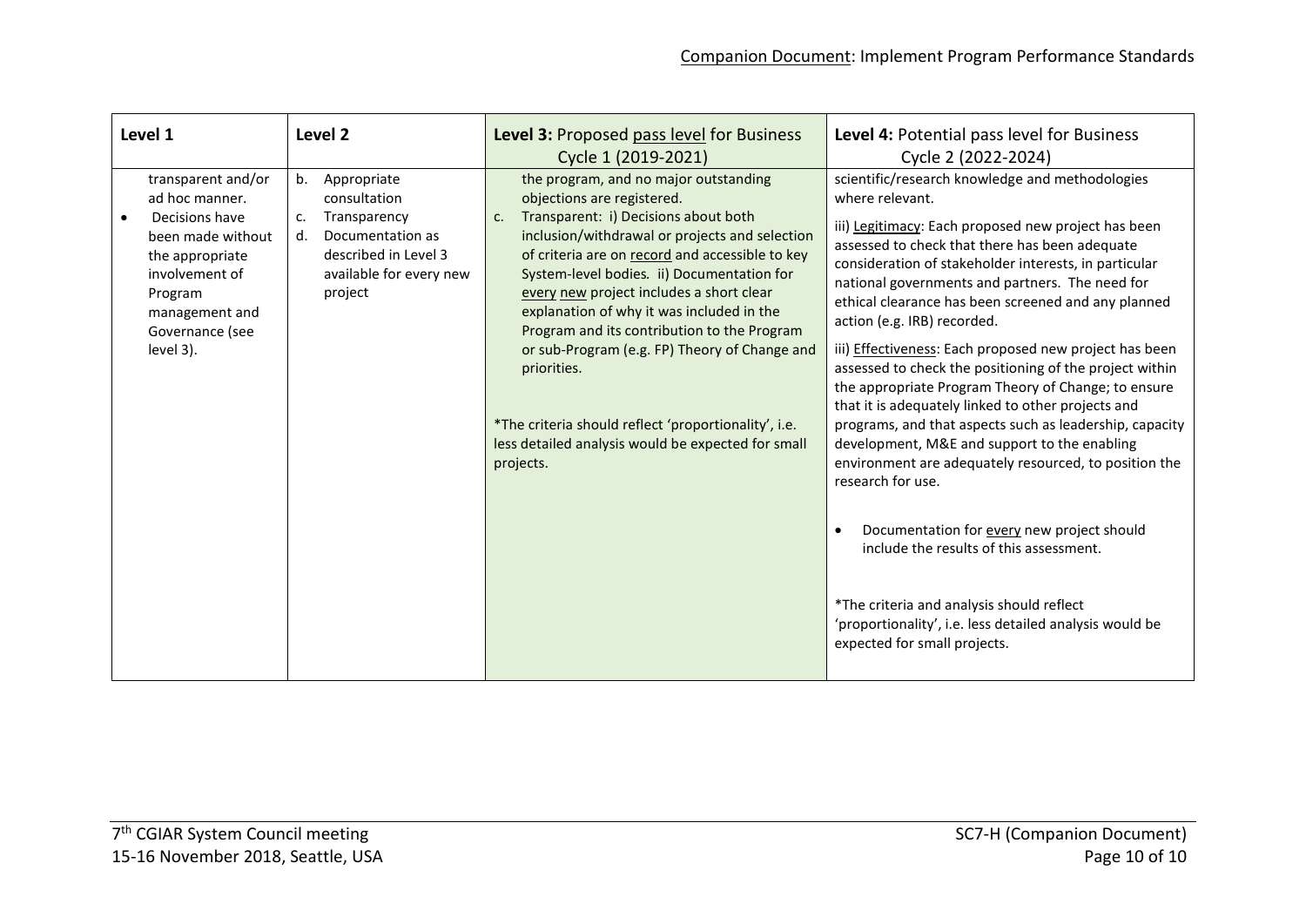| Level 1 | Level 2 | Level 3: Proposed pass level for Business Cycle 1 (2019-2021) | Level 4: Potential pass level for Business Cycle 2 (2022-2024) |
|---|---|---|---|
| transparent and/or ad hoc manner.<br>• Decisions have been made without the appropriate involvement of Program management and Governance (see level 3). | b. Appropriate consultation<br>c. Transparency<br>d. Documentation as described in Level 3 available for every new project | the program, and no major outstanding objections are registered.<br>c. Transparent: i) Decisions about both inclusion/withdrawal or projects and selection of criteria are on record and accessible to key System-level bodies. ii) Documentation for every new project includes a short clear explanation of why it was included in the Program and its contribution to the Program or sub-Program (e.g. FP) Theory of Change and priorities.<br><br>*The criteria should reflect 'proportionality', i.e. less detailed analysis would be expected for small projects. | scientific/research knowledge and methodologies where relevant.<br><br>iii) Legitimacy: Each proposed new project has been assessed to check that there has been adequate consideration of stakeholder interests, in particular national governments and partners. The need for ethical clearance has been screened and any planned action (e.g. IRB) recorded.<br><br>iii) Effectiveness: Each proposed new project has been assessed to check the positioning of the project within the appropriate Program Theory of Change; to ensure that it is adequately linked to other projects and programs, and that aspects such as leadership, capacity development, M&E and support to the enabling environment are adequately resourced, to position the research for use.<br><br>• Documentation for every new project should include the results of this assessment.<br><br>*The criteria and analysis should reflect 'proportionality', i.e. less detailed analysis would be expected for small projects. |